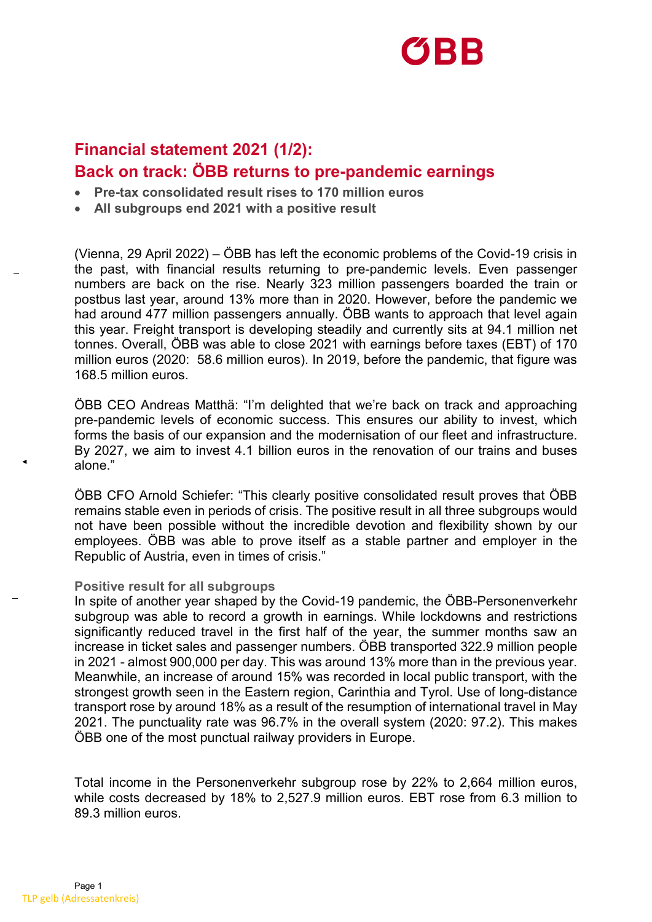# Financial statement 2021 (1/2):
# Back on track: ÖBB returns to pre-pandemic earnings

- **Pre-tax consolidated result rises to 170 million euros**
- **All subgroups end 2021 with a positive result**

(Vienna, 29 April 2022) – ÖBB has left the economic problems of the Covid-19 crisis in the past, with financial results returning to pre-pandemic levels. Even passenger numbers are back on the rise. Nearly 323 million passengers boarded the train or postbus last year, around 13% more than in 2020. However, before the pandemic we had around 477 million passengers annually. ÖBB wants to approach that level again this year. Freight transport is developing steadily and currently sits at 94.1 million net tonnes. Overall, ÖBB was able to close 2021 with earnings before taxes (EBT) of 170 million euros (2020: 58.6 million euros). In 2019, before the pandemic, that figure was 168.5 million euros.

ÖBB CEO Andreas Matthä: "I'm delighted that we're back on track and approaching pre-pandemic levels of economic success. This ensures our ability to invest, which forms the basis of our expansion and the modernisation of our fleet and infrastructure. By 2027, we aim to invest 4.1 billion euros in the renovation of our trains and buses alone."

ÖBB CFO Arnold Schiefer: "This clearly positive consolidated result proves that ÖBB remains stable even in periods of crisis. The positive result in all three subgroups would not have been possible without the incredible devotion and flexibility shown by our employees. ÖBB was able to prove itself as a stable partner and employer in the Republic of Austria, even in times of crisis."

### Positive result for all subgroups

In spite of another year shaped by the Covid-19 pandemic, the ÖBB-Personenverkehr subgroup was able to record a growth in earnings. While lockdowns and restrictions significantly reduced travel in the first half of the year, the summer months saw an increase in ticket sales and passenger numbers. ÖBB transported 322.9 million people in 2021 - almost 900,000 per day. This was around 13% more than in the previous year. Meanwhile, an increase of around 15% was recorded in local public transport, with the strongest growth seen in the Eastern region, Carinthia and Tyrol. Use of long-distance transport rose by around 18% as a result of the resumption of international travel in May 2021. The punctuality rate was 96.7% in the overall system (2020: 97.2). This makes ÖBB one of the most punctual railway providers in Europe.

Total income in the Personenverkehr subgroup rose by 22% to 2,664 million euros, while costs decreased by 18% to 2,527.9 million euros. EBT rose from 6.3 million to 89.3 million euros.

TLP gelb (Adressatenkreis)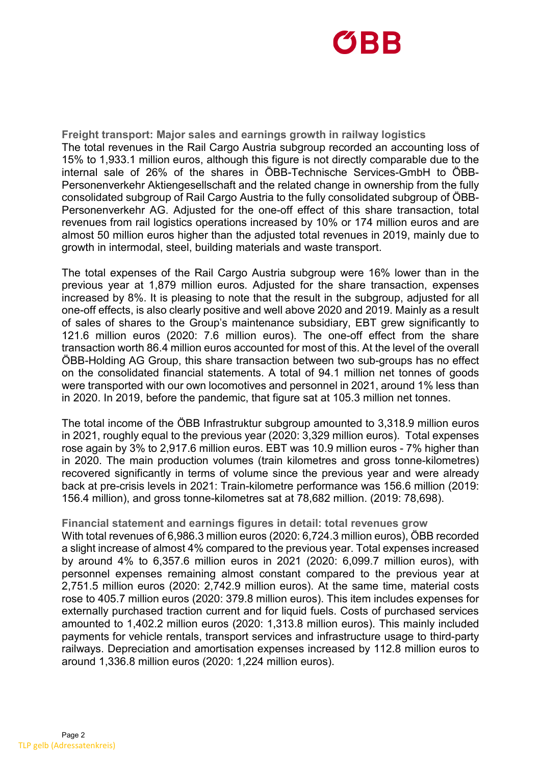## Freight transport: Major sales and earnings growth in railway logistics

The total revenues in the Rail Cargo Austria subgroup recorded an accounting loss of 15% to 1,933.1 million euros, although this figure is not directly comparable due to the internal sale of 26% of the shares in ÖBB-Technische Services-GmbH to ÖBB-Personenverkehr Aktiengesellschaft and the related change in ownership from the fully consolidated subgroup of Rail Cargo Austria to the fully consolidated subgroup of ÖBB-Personenverkehr AG. Adjusted for the one-off effect of this share transaction, total revenues from rail logistics operations increased by 10% or 174 million euros and are almost 50 million euros higher than the adjusted total revenues in 2019, mainly due to growth in intermodal, steel, building materials and waste transport.

The total expenses of the Rail Cargo Austria subgroup were 16% lower than in the previous year at 1,879 million euros. Adjusted for the share transaction, expenses increased by 8%. It is pleasing to note that the result in the subgroup, adjusted for all one-off effects, is also clearly positive and well above 2020 and 2019. Mainly as a result of sales of shares to the Group's maintenance subsidiary, EBT grew significantly to 121.6 million euros (2020: 7.6 million euros). The one-off effect from the share transaction worth 86.4 million euros accounted for most of this. At the level of the overall ÖBB-Holding AG Group, this share transaction between two sub-groups has no effect on the consolidated financial statements. A total of 94.1 million net tonnes of goods were transported with our own locomotives and personnel in 2021, around 1% less than in 2020. In 2019, before the pandemic, that figure sat at 105.3 million net tonnes.

The total income of the ÖBB Infrastruktur subgroup amounted to 3,318.9 million euros in 2021, roughly equal to the previous year (2020: 3,329 million euros). Total expenses rose again by 3% to 2,917.6 million euros. EBT was 10.9 million euros - 7% higher than in 2020. The main production volumes (train kilometres and gross tonne-kilometres) recovered significantly in terms of volume since the previous year and were already back at pre-crisis levels in 2021: Train-kilometre performance was 156.6 million (2019: 156.4 million), and gross tonne-kilometres sat at 78,682 million. (2019: 78,698).

## Financial statement and earnings figures in detail: total revenues grow

With total revenues of 6,986.3 million euros (2020: 6,724.3 million euros), ÖBB recorded a slight increase of almost 4% compared to the previous year. Total expenses increased by around 4% to 6,357.6 million euros in 2021 (2020: 6,099.7 million euros), with personnel expenses remaining almost constant compared to the previous year at 2,751.5 million euros (2020: 2,742.9 million euros). At the same time, material costs rose to 405.7 million euros (2020: 379.8 million euros). This item includes expenses for externally purchased traction current and for liquid fuels. Costs of purchased services amounted to 1,402.2 million euros (2020: 1,313.8 million euros). This mainly included payments for vehicle rentals, transport services and infrastructure usage to third-party railways. Depreciation and amortisation expenses increased by 112.8 million euros to around 1,336.8 million euros (2020: 1,224 million euros).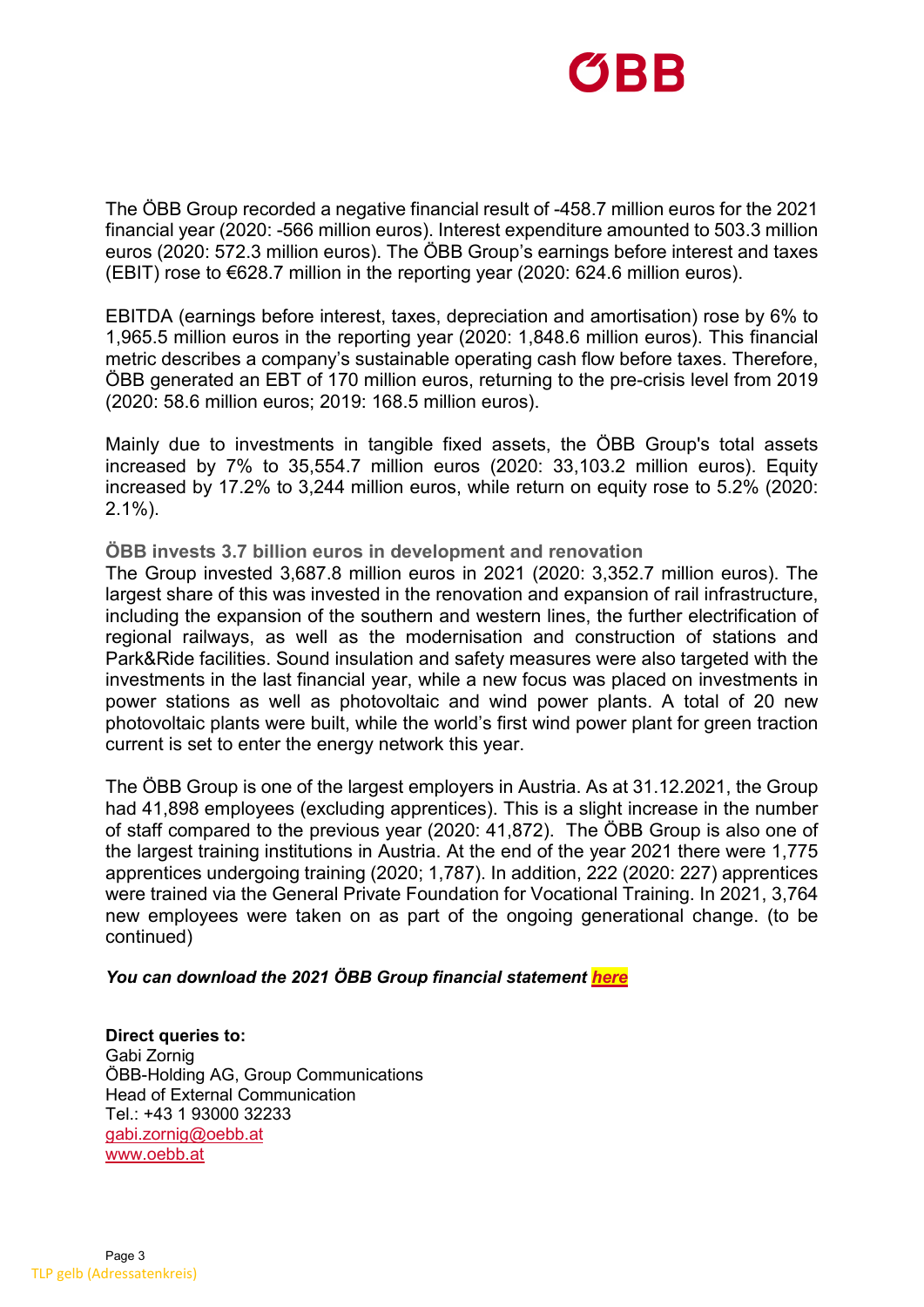The ÖBB Group recorded a negative financial result of -458.7 million euros for the 2021 financial year (2020: -566 million euros). Interest expenditure amounted to 503.3 million euros (2020: 572.3 million euros). The ÖBB Group's earnings before interest and taxes (EBIT) rose to €628.7 million in the reporting year (2020: 624.6 million euros).

EBITDA (earnings before interest, taxes, depreciation and amortisation) rose by 6% to 1,965.5 million euros in the reporting year (2020: 1,848.6 million euros). This financial metric describes a company's sustainable operating cash flow before taxes. Therefore, ÖBB generated an EBT of 170 million euros, returning to the pre-crisis level from 2019 (2020: 58.6 million euros; 2019: 168.5 million euros).

Mainly due to investments in tangible fixed assets, the ÖBB Group's total assets increased by 7% to 35,554.7 million euros (2020: 33,103.2 million euros). Equity increased by 17.2% to 3,244 million euros, while return on equity rose to 5.2% (2020: 2.1%).

**ÖBB invests 3.7 billion euros in development and renovation**

The Group invested 3,687.8 million euros in 2021 (2020: 3,352.7 million euros). The largest share of this was invested in the renovation and expansion of rail infrastructure, including the expansion of the southern and western lines, the further electrification of regional railways, as well as the modernisation and construction of stations and Park&Ride facilities. Sound insulation and safety measures were also targeted with the investments in the last financial year, while a new focus was placed on investments in power stations as well as photovoltaic and wind power plants. A total of 20 new photovoltaic plants were built, while the world's first wind power plant for green traction current is set to enter the energy network this year.

The ÖBB Group is one of the largest employers in Austria. As at 31.12.2021, the Group had 41,898 employees (excluding apprentices). This is a slight increase in the number of staff compared to the previous year (2020: 41,872). The ÖBB Group is also one of the largest training institutions in Austria. At the end of the year 2021 there were 1,775 apprentices undergoing training (2020; 1,787). In addition, 222 (2020: 227) apprentices were trained via the General Private Foundation for Vocational Training. In 2021, 3,764 new employees were taken on as part of the ongoing generational change. (to be continued)

***You can download the 2021 ÖBB Group financial statement here***

**Direct queries to:**
Gabi Zornig
ÖBB-Holding AG, Group Communications
Head of External Communication
Tel.: +43 1 93000 32233
gabi.zornig@oebb.at
www.oebb.at

TLP gelb (Adressatenkreis)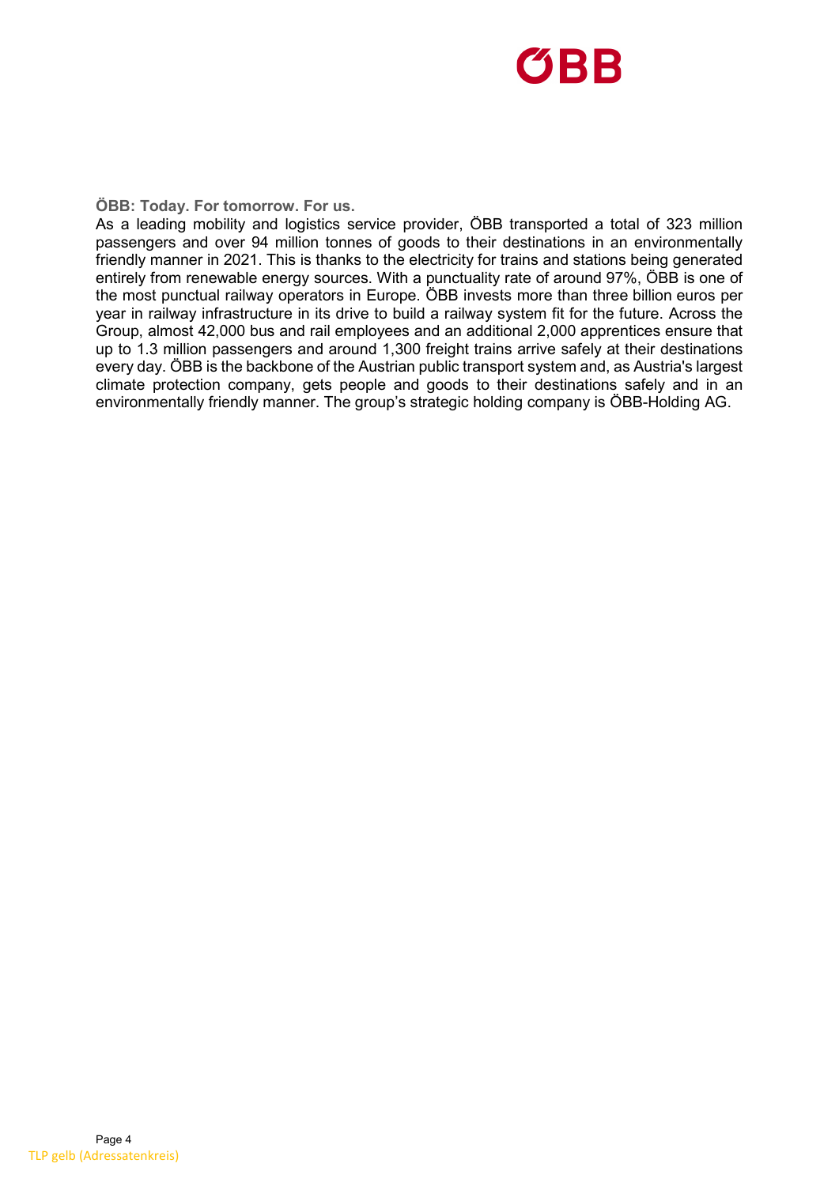**ÖBB: Today. For tomorrow. For us.**

As a leading mobility and logistics service provider, ÖBB transported a total of 323 million passengers and over 94 million tonnes of goods to their destinations in an environmentally friendly manner in 2021. This is thanks to the electricity for trains and stations being generated entirely from renewable energy sources. With a punctuality rate of around 97%, ÖBB is one of the most punctual railway operators in Europe. ÖBB invests more than three billion euros per year in railway infrastructure in its drive to build a railway system fit for the future. Across the Group, almost 42,000 bus and rail employees and an additional 2,000 apprentices ensure that up to 1.3 million passengers and around 1,300 freight trains arrive safely at their destinations every day. ÖBB is the backbone of the Austrian public transport system and, as Austria's largest climate protection company, gets people and goods to their destinations safely and in an environmentally friendly manner. The group's strategic holding company is ÖBB-Holding AG.

TLP gelb (Adressatenkreis)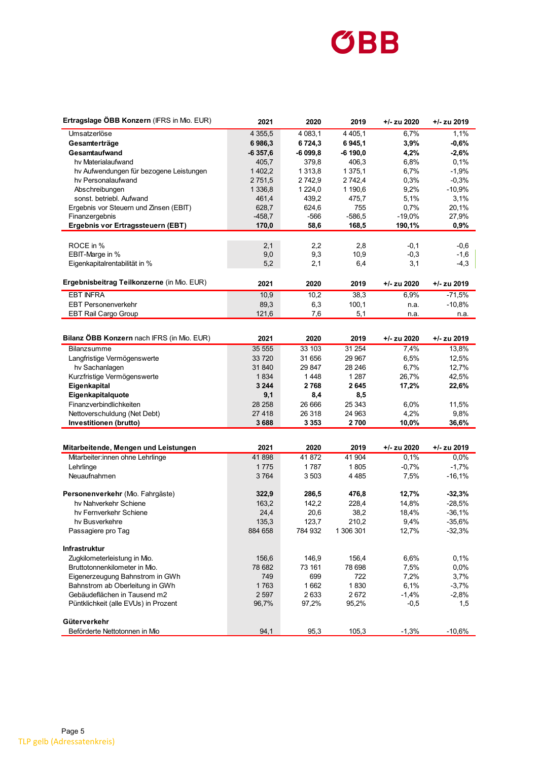| **Ertragslage ÖBB Konzern** (IFRS in Mio. EUR) | **2021** | **2020** | **2019** | **+/- zu 2020** | **+/- zu 2019** |
|---|---|---|---|---|---|
| Umsatzerlöse | 4 355,5 | 4 083,1 | 4 405,1 | 6,7% | 1,1% |
| **Gesamterträge** | **6 986,3** | **6 724,3** | **6 945,1** | **3,9%** | **-0,6%** |
| **Gesamtaufwand** | **-6 357,6** | **-6 099,8** | **-6 190,0** | **4,2%** | **-2,6%** |
| hv Materialaufwand | 405,7 | 379,8 | 406,3 | 6,8% | 0,1% |
| hv Aufwendungen für bezogene Leistungen | 1 402,2 | 1 313,8 | 1 375,1 | 6,7% | -1,9% |
| hv Personalaufwand | 2 751,5 | 2 742,9 | 2 742,4 | 0,3% | -0,3% |
| Abschreibungen | 1 336,8 | 1 224,0 | 1 190,6 | 9,2% | -10,9% |
| sonst. betriebl. Aufwand | 461,4 | 439,2 | 475,7 | 5,1% | 3,1% |
| Ergebnis vor Steuern und Zinsen (EBIT) | 628,7 | 624,6 | 755 | 0,7% | 20,1% |
| Finanzergebnis | -458,7 | -566 | -586,5 | -19,0% | 27,9% |
| **Ergebnis vor Ertragssteuern (EBT)** | **170,0** | **58,6** | **168,5** | **190,1%** | **0,9%** |
| | | | | | |
| ROCE in % | 2,1 | 2,2 | 2,8 | -0,1 | -0,6 |
| EBIT-Marge in % | 9,0 | 9,3 | 10,9 | -0,3 | -1,6 |
| Eigenkapitalrentabilität in % | 5,2 | 2,1 | 6,4 | 3,1 | -4,3 |

| **Ergebnisbeitrag Teilkonzerne** (in Mio. EUR) | **2021** | **2020** | **2019** | **+/- zu 2020** | **+/- zu 2019** |
|---|---|---|---|---|---|
| EBT INFRA | 10,9 | 10,2 | 38,3 | 6,9% | -71,5% |
| EBT Personenverkehr | 89,3 | 6,3 | 100,1 | n.a. | -10,8% |
| EBT Rail Cargo Group | 121,6 | 7,6 | 5,1 | n.a. | n.a. |

| **Bilanz ÖBB Konzern** nach IFRS (in Mio. EUR) | **2021** | **2020** | **2019** | **+/- zu 2020** | **+/- zu 2019** |
|---|---|---|---|---|---|
| Bilanzsumme | 35 555 | 33 103 | 31 254 | 7,4% | 13,8% |
| Langfristige Vermögenswerte | 33 720 | 31 656 | 29 967 | 6,5% | 12,5% |
| hv Sachanlagen | 31 840 | 29 847 | 28 246 | 6,7% | 12,7% |
| Kurzfristige Vermögenswerte | 1 834 | 1 448 | 1 287 | 26,7% | 42,5% |
| **Eigenkapital** | **3 244** | **2 768** | **2 645** | **17,2%** | **22,6%** |
| **Eigenkapitalquote** | **9,1** | **8,4** | **8,5** | | |
| Finanzverbindlichkeiten | 28 258 | 26 666 | 25 343 | 6,0% | 11,5% |
| Nettoverschuldung (Net Debt) | 27 418 | 26 318 | 24 963 | 4,2% | 9,8% |
| **Investitionen (brutto)** | **3 688** | **3 353** | **2 700** | **10,0%** | **36,6%** |

| **Mitarbeitende, Mengen und Leistungen** | **2021** | **2020** | **2019** | **+/- zu 2020** | **+/- zu 2019** |
|---|---|---|---|---|---|
| Mitarbeiter:innen ohne Lehrlinge | 41 898 | 41 872 | 41 904 | 0,1% | 0,0% |
| Lehrlinge | 1 775 | 1 787 | 1 805 | -0,7% | -1,7% |
| Neuaufnahmen | 3 764 | 3 503 | 4 485 | 7,5% | -16,1% |
| | | | | | |
| **Personenverkehr** (Mio. Fahrgäste) | **322,9** | **286,5** | **476,8** | **12,7%** | **-32,3%** |
| hv Nahverkehr Schiene | 163,2 | 142,2 | 228,4 | 14,8% | -28,5% |
| hv Fernverkehr Schiene | 24,4 | 20,6 | 38,2 | 18,4% | -36,1% |
| hv Busverkehre | 135,3 | 123,7 | 210,2 | 9,4% | -35,6% |
| Passagiere pro Tag | 884 658 | 784 932 | 1 306 301 | 12,7% | -32,3% |
| | | | | | |
| **Infrastruktur** | | | | | |
| Zugkilometerleistung in Mio. | 156,6 | 146,9 | 156,4 | 6,6% | 0,1% |
| Bruttotonnenkilometer in Mio. | 78 682 | 73 161 | 78 698 | 7,5% | 0,0% |
| Eigenerzeugung Bahnstrom in GWh | 749 | 699 | 722 | 7,2% | 3,7% |
| Bahnstrom ab Oberleitung in GWh | 1 763 | 1 662 | 1 830 | 6,1% | -3,7% |
| Gebäudeflächen in Tausend m2 | 2 597 | 2 633 | 2 672 | -1,4% | -2,8% |
| Püntklichkeit (alle EVUs) in Prozent | 96,7% | 97,2% | 95,2% | -0,5 | 1,5 |
| | | | | | |
| **Güterverkehr** | | | | | |
| Beförderte Nettotonnen in Mio | 94,1 | 95,3 | 105,3 | -1,3% | -10,6% |

TLP gelb (Adressatenkreis)